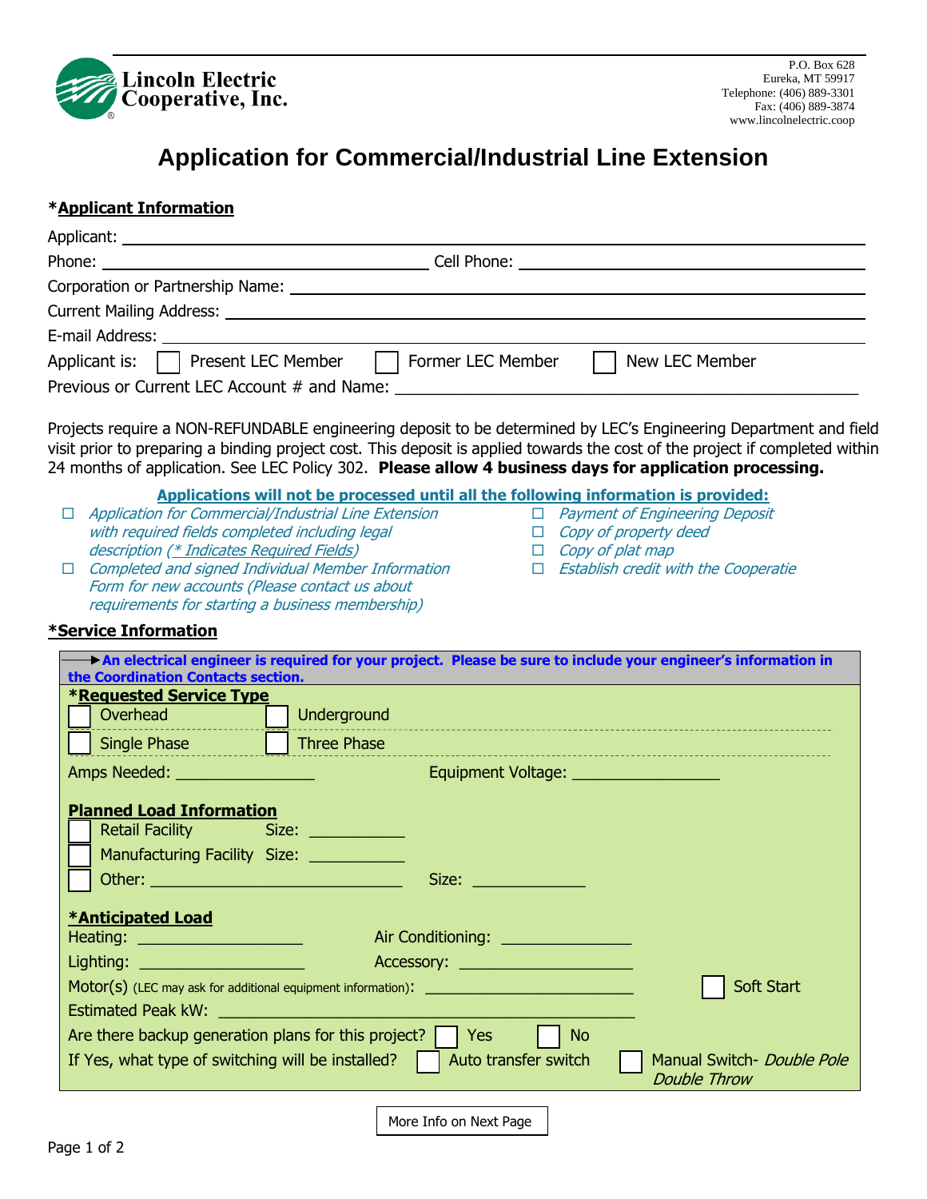**Lincoln Electric Cooperative, Inc.**

P.O. Box 628
Eureka, MT 59917
Telephone: (406) 889-3301
Fax: (406) 889-3874
www.lincolnelectric.coop

# Application for Commercial/Industrial Line Extension

## *Applicant Information

Applicant: ______________________________________________

Phone: ____________________ Cell Phone: ____________________

Corporation or Partnership Name: ______________________________

Current Mailing Address: ______________________________________

E-mail Address: ______________________________________________

Applicant is: ☐ Present LEC Member ☐ Former LEC Member ☐ New LEC Member

Previous or Current LEC Account # and Name: ______________________

Projects require a NON-REFUNDABLE engineering deposit to be determined by LEC's Engineering Department and field visit prior to preparing a binding project cost. This deposit is applied towards the cost of the project if completed within 24 months of application. See LEC Policy 302. **Please allow 4 business days for application processing.**

**Applications will not be processed until all the following information is provided:**

- ☐ *Application for Commercial/Industrial Line Extension with required fields completed including legal description (* Indicates Required Fields)*
- ☐ *Completed and signed Individual Member Information Form for new accounts (Please contact us about requirements for starting a business membership)*
- ☐ *Payment of Engineering Deposit*
- ☐ *Copy of property deed*
- ☐ *Copy of plat map*
- ☐ *Establish credit with the Cooperatie*

## *Service Information

**→An electrical engineer is required for your project. Please be sure to include your engineer's information in the Coordination Contacts section.**

### *Requested Service Type

☐ Overhead ☐ Underground

☐ Single Phase ☐ Three Phase

Amps Needed: ________ Equipment Voltage: ________

### Planned Load Information

☐ Retail Facility Size: ________

☐ Manufacturing Facility Size: ________

☐ Other: ____________________ Size: ________

### *Anticipated Load

Heating: ____________ Air Conditioning: ____________

Lighting: ____________ Accessory: ____________

Motor(s) (LEC may ask for additional equipment information): ____________ ☐ Soft Start

Estimated Peak kW: ____________________

Are there backup generation plans for this project? ☐ Yes ☐ No

If Yes, what type of switching will be installed? ☐ Auto transfer switch ☐ Manual Switch- *Double Pole Double Throw*

More Info on Next Page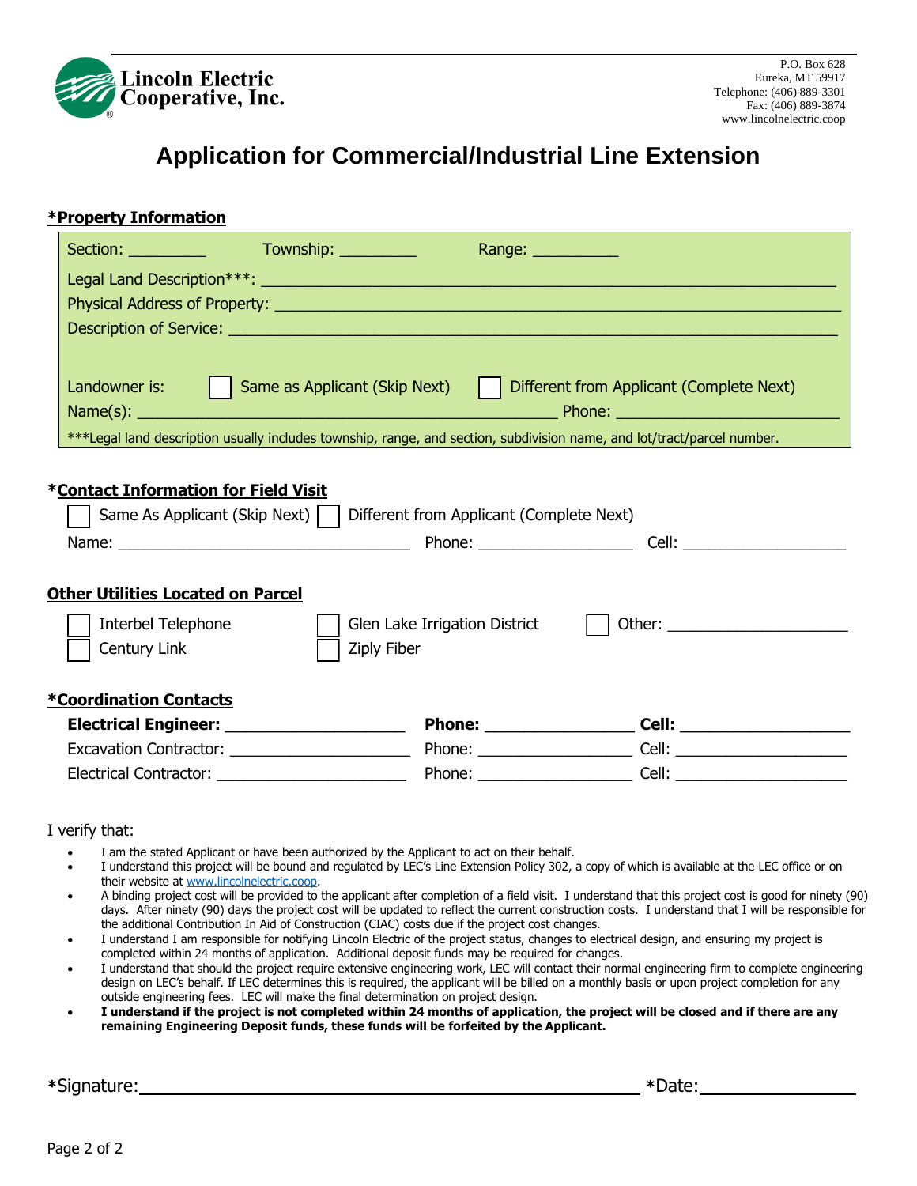Lincoln Electric Cooperative, Inc.

P.O. Box 628
Eureka, MT 59917
Telephone: (406) 889-3301
Fax: (406) 889-3874
www.lincolnelectric.coop

# Application for Commercial/Industrial Line Extension

## *Property Information

Section: _________ Township: _________ Range: __________

Legal Land Description***: ____________________________________________

Physical Address of Property: ____________________________________________

Description of Service: ____________________________________________

Landowner is: ☐ Same as Applicant (Skip Next) ☐ Different from Applicant (Complete Next)

Name(s): ____________________________ Phone: ______________________

***Legal land description usually includes township, range, and section, subdivision name, and lot/tract/parcel number.

## *Contact Information for Field Visit

☐ Same As Applicant (Skip Next) ☐ Different from Applicant (Complete Next)

Name: ____________________________ Phone: __________________ Cell: __________________

## Other Utilities Located on Parcel

☐ Interbel Telephone ☐ Glen Lake Irrigation District ☐ Other: ____________________

☐ Century Link ☐ Ziply Fiber

## *Coordination Contacts

**Electrical Engineer: ____________________ Phone: ________________ Cell: __________________**

Excavation Contractor: ____________________ Phone: ________________ Cell: __________________

Electrical Contractor: ____________________ Phone: ________________ Cell: __________________

I verify that:

- I am the stated Applicant or have been authorized by the Applicant to act on their behalf.
- I understand this project will be bound and regulated by LEC's Line Extension Policy 302, a copy of which is available at the LEC office or on their website at www.lincolnelectric.coop.
- A binding project cost will be provided to the applicant after completion of a field visit. I understand that this project cost is good for ninety (90) days. After ninety (90) days the project cost will be updated to reflect the current construction costs. I understand that I will be responsible for the additional Contribution In Aid of Construction (CIAC) costs due if the project cost changes.
- I understand I am responsible for notifying Lincoln Electric of the project status, changes to electrical design, and ensuring my project is completed within 24 months of application. Additional deposit funds may be required for changes.
- I understand that should the project require extensive engineering work, LEC will contact their normal engineering firm to complete engineering design on LEC's behalf. If LEC determines this is required, the applicant will be billed on a monthly basis or upon project completion for any outside engineering fees. LEC will make the final determination on project design.
- **I understand if the project is not completed within 24 months of application, the project will be closed and if there are any remaining Engineering Deposit funds, these funds will be forfeited by the Applicant.**

*Signature: ________________________________________ *Date: ________________